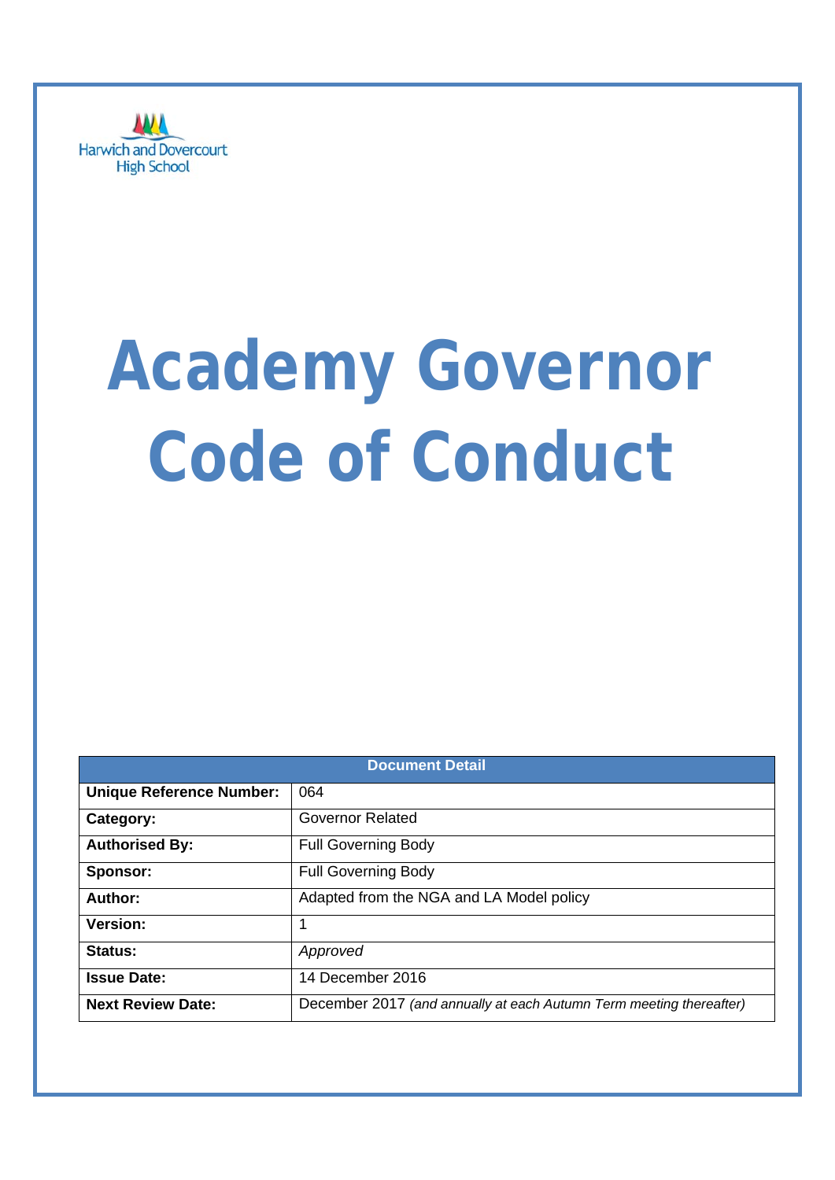Harwich and Dovercourt High School

# Academy Governor Code of Conduct

| Document Detail | |
|---|---|
| **Unique Reference Number:** | 064 |
| **Category:** | Governor Related |
| **Authorised By:** | Full Governing Body |
| **Sponsor:** | Full Governing Body |
| **Author:** | Adapted from the NGA and LA Model policy |
| **Version:** | 1 |
| **Status:** | *Approved* |
| **Issue Date:** | 14 December 2016 |
| **Next Review Date:** | December 2017 *(and annually at each Autumn Term meeting thereafter)* |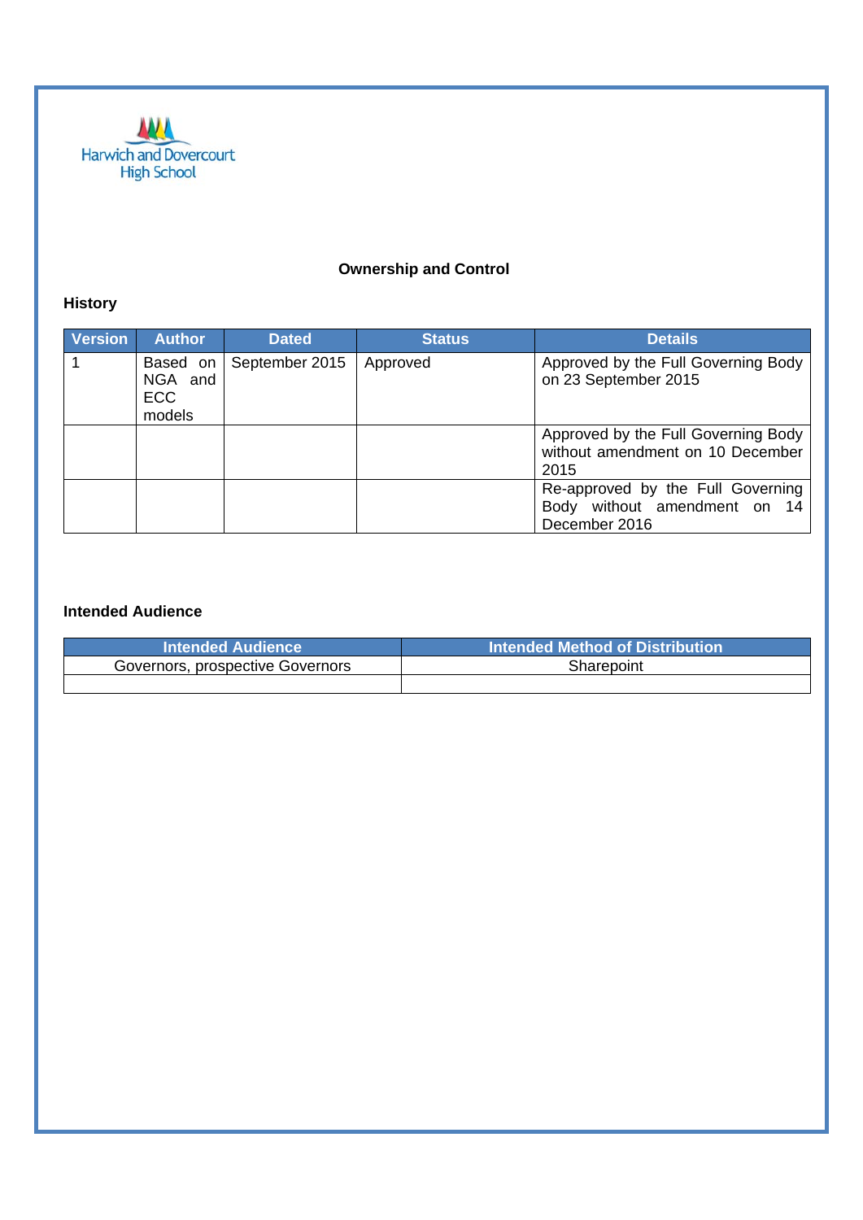Harwich and Dovercourt High School

## Ownership and Control

### History

| Version | Author | Dated | Status | Details |
| --- | --- | --- | --- | --- |
| 1 | Based on NGA and ECC models | September 2015 | Approved | Approved by the Full Governing Body on 23 September 2015 |
| | | | | Approved by the Full Governing Body without amendment on 10 December 2015 |
| | | | | Re-approved by the Full Governing Body without amendment on 14 December 2016 |

### Intended Audience

| Intended Audience | Intended Method of Distribution |
| --- | --- |
| Governors, prospective Governors | Sharepoint |
| | |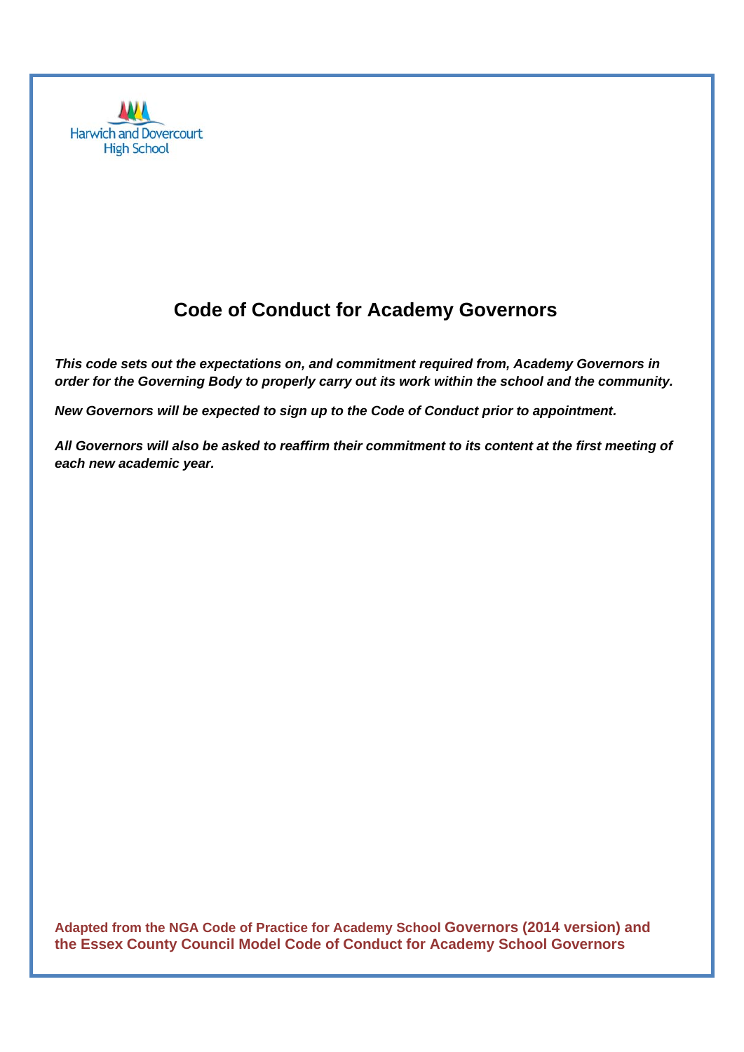Harwich and Dovercourt High School

# Code of Conduct for Academy Governors

***This code sets out the expectations on, and commitment required from, Academy Governors in order for the Governing Body to properly carry out its work within the school and the community.***

***New Governors will be expected to sign up to the Code of Conduct prior to appointment.***

***All Governors will also be asked to reaffirm their commitment to its content at the first meeting of each new academic year.***

**Adapted from the NGA Code of Practice for Academy School Governors (2014 version) and the Essex County Council Model Code of Conduct for Academy School Governors**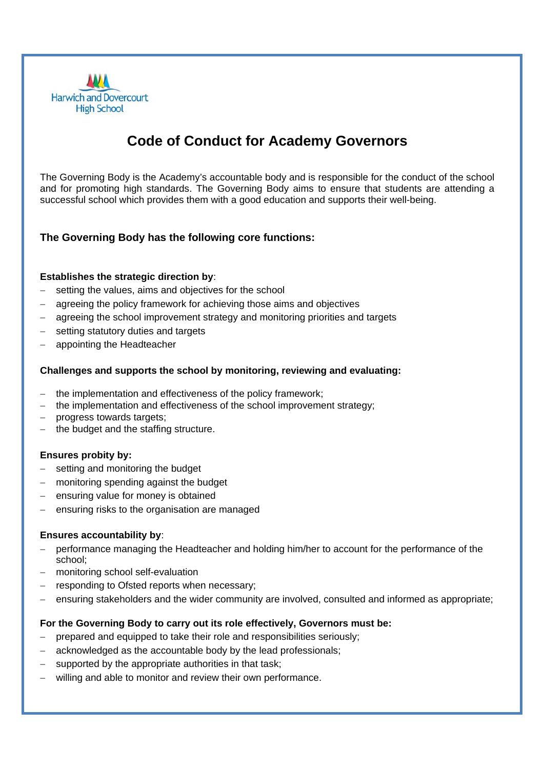Harwich and Dovercourt High School

# Code of Conduct for Academy Governors

The Governing Body is the Academy's accountable body and is responsible for the conduct of the school and for promoting high standards. The Governing Body aims to ensure that students are attending a successful school which provides them with a good education and supports their well-being.

### The Governing Body has the following core functions:

**Establishes the strategic direction by**:

- setting the values, aims and objectives for the school
- agreeing the policy framework for achieving those aims and objectives
- agreeing the school improvement strategy and monitoring priorities and targets
- setting statutory duties and targets
- appointing the Headteacher

**Challenges and supports the school by monitoring, reviewing and evaluating:**

- the implementation and effectiveness of the policy framework;
- the implementation and effectiveness of the school improvement strategy;
- progress towards targets;
- the budget and the staffing structure.

**Ensures probity by:**

- setting and monitoring the budget
- monitoring spending against the budget
- ensuring value for money is obtained
- ensuring risks to the organisation are managed

**Ensures accountability by**:

- performance managing the Headteacher and holding him/her to account for the performance of the school;
- monitoring school self-evaluation
- responding to Ofsted reports when necessary;
- ensuring stakeholders and the wider community are involved, consulted and informed as appropriate;

**For the Governing Body to carry out its role effectively, Governors must be:**

- prepared and equipped to take their role and responsibilities seriously;
- acknowledged as the accountable body by the lead professionals;
- supported by the appropriate authorities in that task;
- willing and able to monitor and review their own performance.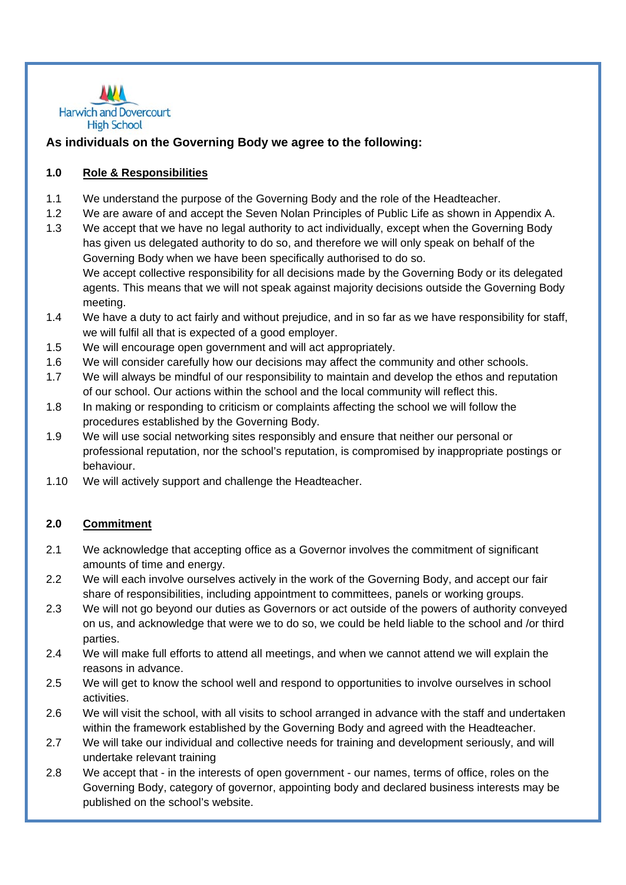Harwich and Dovercourt High School

**As individuals on the Governing Body we agree to the following:**

**1.0 Role & Responsibilities**

1.1 We understand the purpose of the Governing Body and the role of the Headteacher.

1.2 We are aware of and accept the Seven Nolan Principles of Public Life as shown in Appendix A.

1.3 We accept that we have no legal authority to act individually, except when the Governing Body has given us delegated authority to do so, and therefore we will only speak on behalf of the Governing Body when we have been specifically authorised to do so.
We accept collective responsibility for all decisions made by the Governing Body or its delegated agents. This means that we will not speak against majority decisions outside the Governing Body meeting.

1.4 We have a duty to act fairly and without prejudice, and in so far as we have responsibility for staff, we will fulfil all that is expected of a good employer.

1.5 We will encourage open government and will act appropriately.

1.6 We will consider carefully how our decisions may affect the community and other schools.

1.7 We will always be mindful of our responsibility to maintain and develop the ethos and reputation of our school. Our actions within the school and the local community will reflect this.

1.8 In making or responding to criticism or complaints affecting the school we will follow the procedures established by the Governing Body.

1.9 We will use social networking sites responsibly and ensure that neither our personal or professional reputation, nor the school's reputation, is compromised by inappropriate postings or behaviour.

1.10 We will actively support and challenge the Headteacher.

**2.0 Commitment**

2.1 We acknowledge that accepting office as a Governor involves the commitment of significant amounts of time and energy.

2.2 We will each involve ourselves actively in the work of the Governing Body, and accept our fair share of responsibilities, including appointment to committees, panels or working groups.

2.3 We will not go beyond our duties as Governors or act outside of the powers of authority conveyed on us, and acknowledge that were we to do so, we could be held liable to the school and /or third parties.

2.4 We will make full efforts to attend all meetings, and when we cannot attend we will explain the reasons in advance.

2.5 We will get to know the school well and respond to opportunities to involve ourselves in school activities.

2.6 We will visit the school, with all visits to school arranged in advance with the staff and undertaken within the framework established by the Governing Body and agreed with the Headteacher.

2.7 We will take our individual and collective needs for training and development seriously, and will undertake relevant training

2.8 We accept that - in the interests of open government - our names, terms of office, roles on the Governing Body, category of governor, appointing body and declared business interests may be published on the school's website.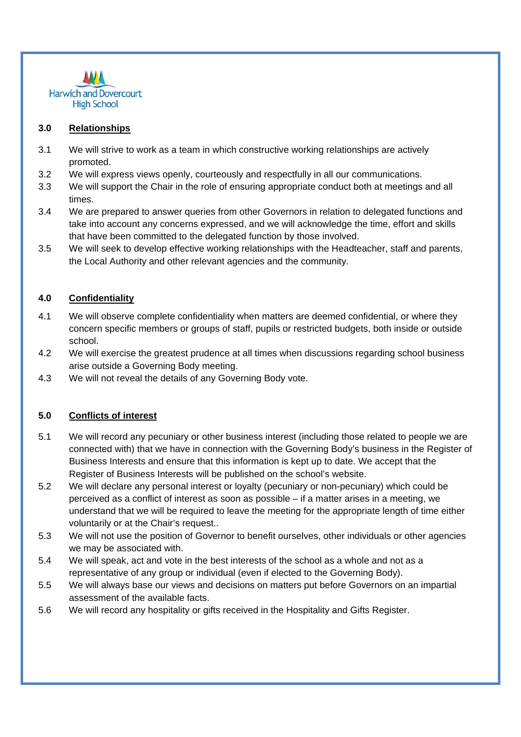## 3.0 Relationships

3.1 We will strive to work as a team in which constructive working relationships are actively promoted.

3.2 We will express views openly, courteously and respectfully in all our communications.

3.3 We will support the Chair in the role of ensuring appropriate conduct both at meetings and all times.

3.4 We are prepared to answer queries from other Governors in relation to delegated functions and take into account any concerns expressed, and we will acknowledge the time, effort and skills that have been committed to the delegated function by those involved.

3.5 We will seek to develop effective working relationships with the Headteacher, staff and parents, the Local Authority and other relevant agencies and the community.

## 4.0 Confidentiality

4.1 We will observe complete confidentiality when matters are deemed confidential, or where they concern specific members or groups of staff, pupils or restricted budgets, both inside or outside school.

4.2 We will exercise the greatest prudence at all times when discussions regarding school business arise outside a Governing Body meeting.

4.3 We will not reveal the details of any Governing Body vote.

## 5.0 Conflicts of interest

5.1 We will record any pecuniary or other business interest (including those related to people we are connected with) that we have in connection with the Governing Body's business in the Register of Business Interests and ensure that this information is kept up to date. We accept that the Register of Business Interests will be published on the school's website.

5.2 We will declare any personal interest or loyalty (pecuniary or non-pecuniary) which could be perceived as a conflict of interest as soon as possible – if a matter arises in a meeting, we understand that we will be required to leave the meeting for the appropriate length of time either voluntarily or at the Chair's request..

5.3 We will not use the position of Governor to benefit ourselves, other individuals or other agencies we may be associated with.

5.4 We will speak, act and vote in the best interests of the school as a whole and not as a representative of any group or individual (even if elected to the Governing Body).

5.5 We will always base our views and decisions on matters put before Governors on an impartial assessment of the available facts.

5.6 We will record any hospitality or gifts received in the Hospitality and Gifts Register.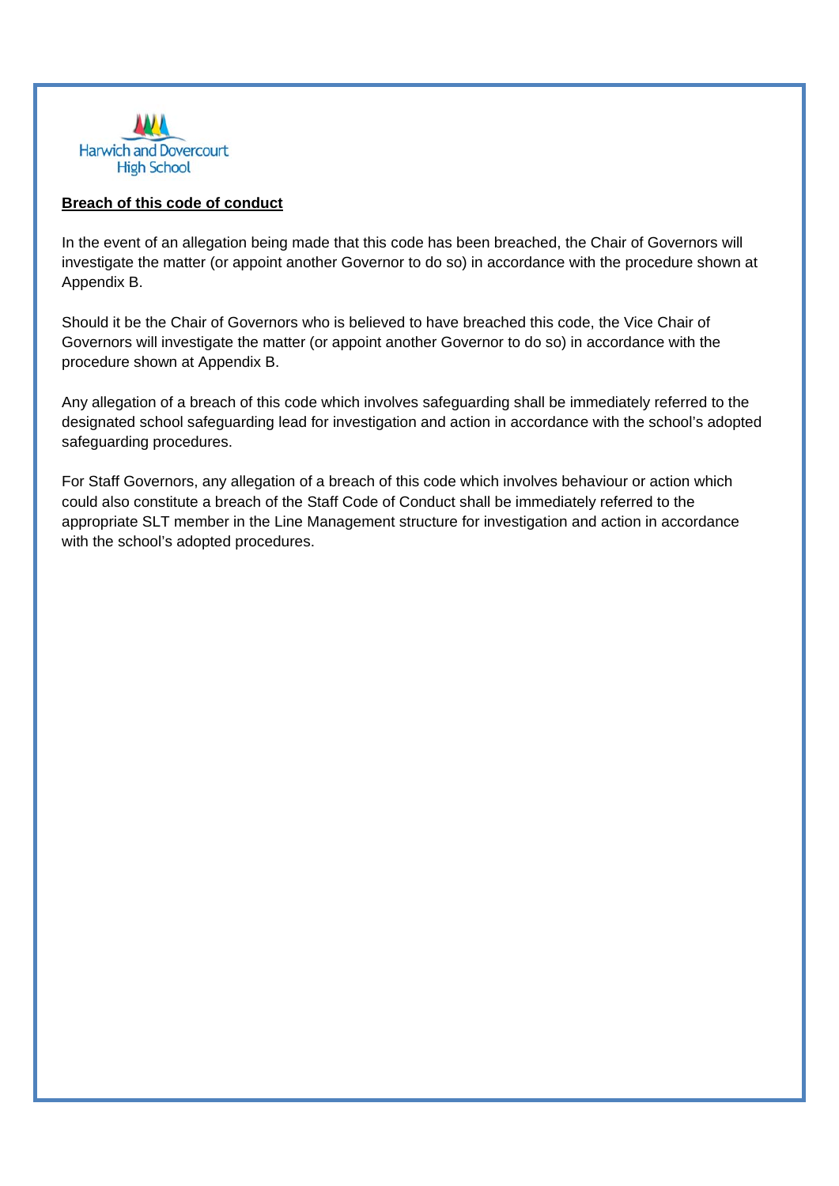## **Breach of this code of conduct**

In the event of an allegation being made that this code has been breached, the Chair of Governors will investigate the matter (or appoint another Governor to do so) in accordance with the procedure shown at Appendix B.

Should it be the Chair of Governors who is believed to have breached this code, the Vice Chair of Governors will investigate the matter (or appoint another Governor to do so) in accordance with the procedure shown at Appendix B.

Any allegation of a breach of this code which involves safeguarding shall be immediately referred to the designated school safeguarding lead for investigation and action in accordance with the school's adopted safeguarding procedures.

For Staff Governors, any allegation of a breach of this code which involves behaviour or action which could also constitute a breach of the Staff Code of Conduct shall be immediately referred to the appropriate SLT member in the Line Management structure for investigation and action in accordance with the school's adopted procedures.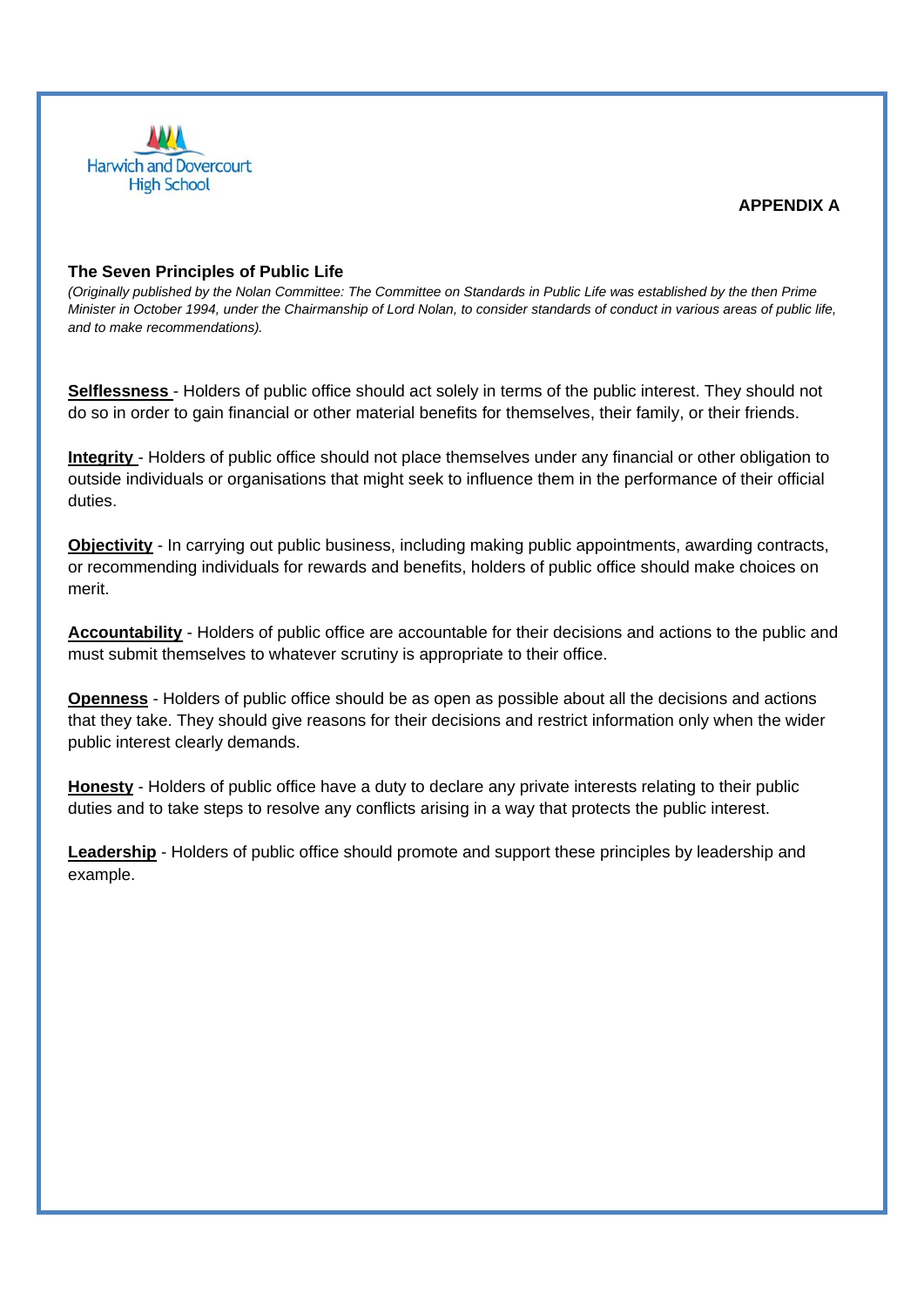Harwich and Dovercourt High School

**APPENDIX A**

**The Seven Principles of Public Life**

*(Originally published by the Nolan Committee: The Committee on Standards in Public Life was established by the then Prime Minister in October 1994, under the Chairmanship of Lord Nolan, to consider standards of conduct in various areas of public life, and to make recommendations).*

**Selflessness** - Holders of public office should act solely in terms of the public interest. They should not do so in order to gain financial or other material benefits for themselves, their family, or their friends.

**Integrity** - Holders of public office should not place themselves under any financial or other obligation to outside individuals or organisations that might seek to influence them in the performance of their official duties.

**Objectivity** - In carrying out public business, including making public appointments, awarding contracts, or recommending individuals for rewards and benefits, holders of public office should make choices on merit.

**Accountability** - Holders of public office are accountable for their decisions and actions to the public and must submit themselves to whatever scrutiny is appropriate to their office.

**Openness** - Holders of public office should be as open as possible about all the decisions and actions that they take. They should give reasons for their decisions and restrict information only when the wider public interest clearly demands.

**Honesty** - Holders of public office have a duty to declare any private interests relating to their public duties and to take steps to resolve any conflicts arising in a way that protects the public interest.

**Leadership** - Holders of public office should promote and support these principles by leadership and example.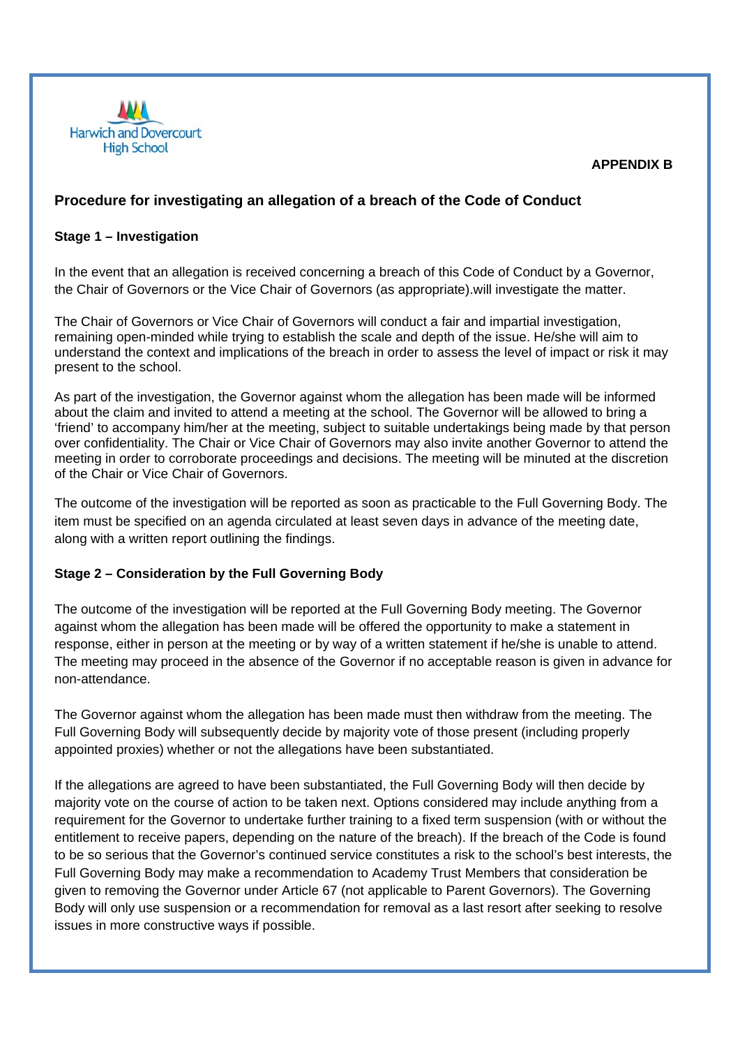Harwich and Dovercourt High School

**APPENDIX B**

## Procedure for investigating an allegation of a breach of the Code of Conduct

### Stage 1 – Investigation

In the event that an allegation is received concerning a breach of this Code of Conduct by a Governor, the Chair of Governors or the Vice Chair of Governors (as appropriate).will investigate the matter.

The Chair of Governors or Vice Chair of Governors will conduct a fair and impartial investigation, remaining open-minded while trying to establish the scale and depth of the issue. He/she will aim to understand the context and implications of the breach in order to assess the level of impact or risk it may present to the school.

As part of the investigation, the Governor against whom the allegation has been made will be informed about the claim and invited to attend a meeting at the school. The Governor will be allowed to bring a 'friend' to accompany him/her at the meeting, subject to suitable undertakings being made by that person over confidentiality. The Chair or Vice Chair of Governors may also invite another Governor to attend the meeting in order to corroborate proceedings and decisions. The meeting will be minuted at the discretion of the Chair or Vice Chair of Governors.

The outcome of the investigation will be reported as soon as practicable to the Full Governing Body. The item must be specified on an agenda circulated at least seven days in advance of the meeting date, along with a written report outlining the findings.

### Stage 2 – Consideration by the Full Governing Body

The outcome of the investigation will be reported at the Full Governing Body meeting. The Governor against whom the allegation has been made will be offered the opportunity to make a statement in response, either in person at the meeting or by way of a written statement if he/she is unable to attend. The meeting may proceed in the absence of the Governor if no acceptable reason is given in advance for non-attendance.

The Governor against whom the allegation has been made must then withdraw from the meeting. The Full Governing Body will subsequently decide by majority vote of those present (including properly appointed proxies) whether or not the allegations have been substantiated.

If the allegations are agreed to have been substantiated, the Full Governing Body will then decide by majority vote on the course of action to be taken next. Options considered may include anything from a requirement for the Governor to undertake further training to a fixed term suspension (with or without the entitlement to receive papers, depending on the nature of the breach). If the breach of the Code is found to be so serious that the Governor's continued service constitutes a risk to the school's best interests, the Full Governing Body may make a recommendation to Academy Trust Members that consideration be given to removing the Governor under Article 67 (not applicable to Parent Governors). The Governing Body will only use suspension or a recommendation for removal as a last resort after seeking to resolve issues in more constructive ways if possible.